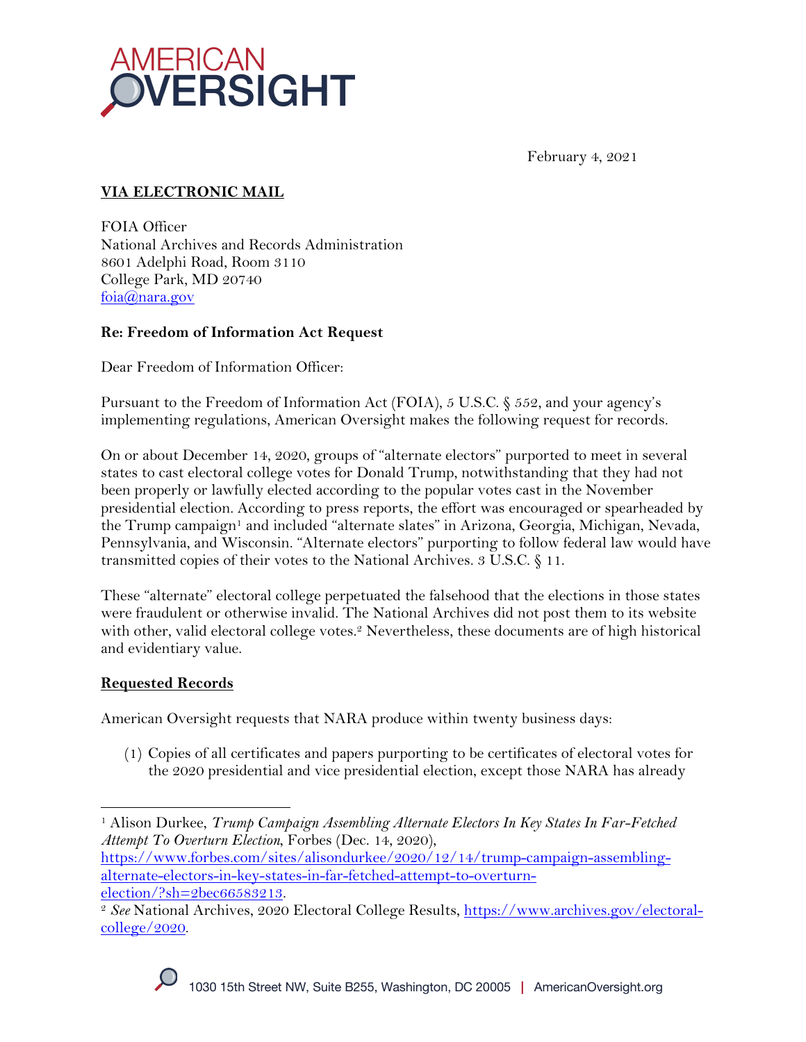February 4, 2021

**VIA ELECTRONIC MAIL**

FOIA Officer
National Archives and Records Administration
8601 Adelphi Road, Room 3110
College Park, MD 20740
foia@nara.gov

**Re: Freedom of Information Act Request**

Dear Freedom of Information Officer:

Pursuant to the Freedom of Information Act (FOIA), 5 U.S.C. § 552, and your agency's implementing regulations, American Oversight makes the following request for records.

On or about December 14, 2020, groups of "alternate electors" purported to meet in several states to cast electoral college votes for Donald Trump, notwithstanding that they had not been properly or lawfully elected according to the popular votes cast in the November presidential election. According to press reports, the effort was encouraged or spearheaded by the Trump campaign[1] and included "alternate slates" in Arizona, Georgia, Michigan, Nevada, Pennsylvania, and Wisconsin. "Alternate electors" purporting to follow federal law would have transmitted copies of their votes to the National Archives. 3 U.S.C. § 11.

These "alternate" electoral college perpetuated the falsehood that the elections in those states were fraudulent or otherwise invalid. The National Archives did not post them to its website with other, valid electoral college votes.[2] Nevertheless, these documents are of high historical and evidentiary value.

**Requested Records**

American Oversight requests that NARA produce within twenty business days:

(1) Copies of all certificates and papers purporting to be certificates of electoral votes for the 2020 presidential and vice presidential election, except those NARA has already

---

[1] Alison Durkee, *Trump Campaign Assembling Alternate Electors In Key States In Far-Fetched Attempt To Overturn Election*, Forbes (Dec. 14, 2020), https://www.forbes.com/sites/alisondurkee/2020/12/14/trump-campaign-assembling-alternate-electors-in-key-states-in-far-fetched-attempt-to-overturn-election/?sh=2bec66583213.

[2] *See* National Archives, 2020 Electoral College Results, https://www.archives.gov/electoral-college/2020.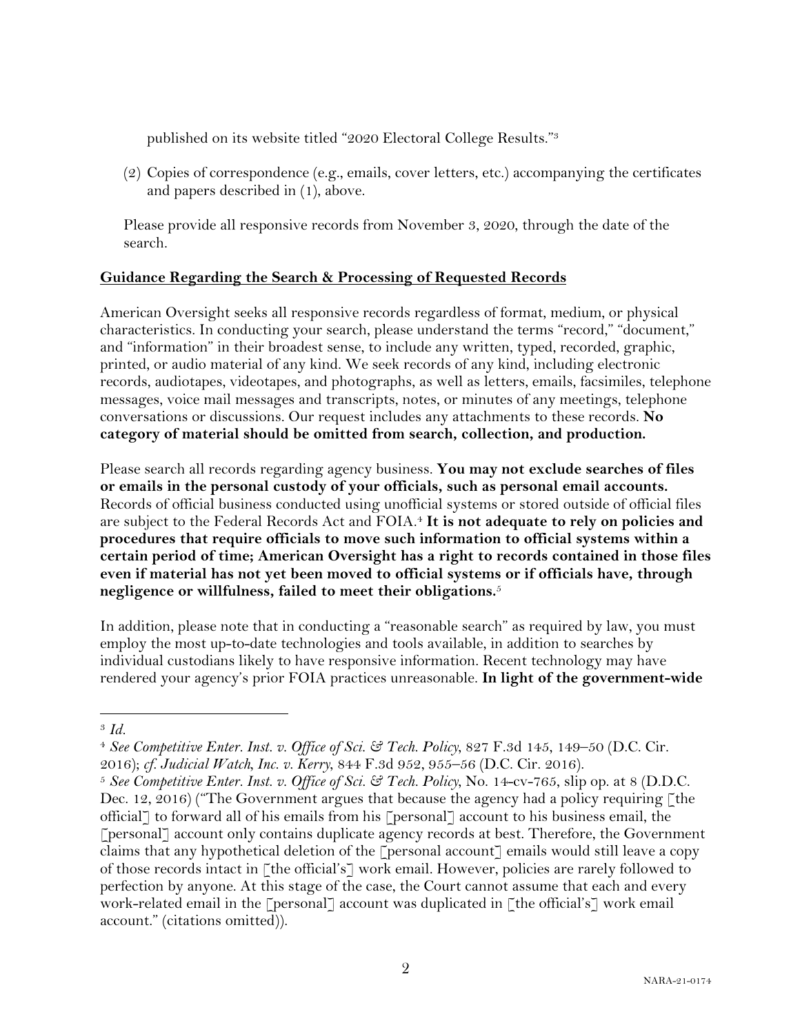published on its website titled "2020 Electoral College Results."[3]

(2) Copies of correspondence (e.g., emails, cover letters, etc.) accompanying the certificates and papers described in (1), above.

Please provide all responsive records from November 3, 2020, through the date of the search.

**Guidance Regarding the Search & Processing of Requested Records**

American Oversight seeks all responsive records regardless of format, medium, or physical characteristics. In conducting your search, please understand the terms "record," "document," and "information" in their broadest sense, to include any written, typed, recorded, graphic, printed, or audio material of any kind. We seek records of any kind, including electronic records, audiotapes, videotapes, and photographs, as well as letters, emails, facsimiles, telephone messages, voice mail messages and transcripts, notes, or minutes of any meetings, telephone conversations or discussions. Our request includes any attachments to these records. **No category of material should be omitted from search, collection, and production.**

Please search all records regarding agency business. **You may not exclude searches of files or emails in the personal custody of your officials, such as personal email accounts.** Records of official business conducted using unofficial systems or stored outside of official files are subject to the Federal Records Act and FOIA.[4] **It is not adequate to rely on policies and procedures that require officials to move such information to official systems within a certain period of time; American Oversight has a right to records contained in those files even if material has not yet been moved to official systems or if officials have, through negligence or willfulness, failed to meet their obligations.**[5]

In addition, please note that in conducting a "reasonable search" as required by law, you must employ the most up-to-date technologies and tools available, in addition to searches by individual custodians likely to have responsive information. Recent technology may have rendered your agency's prior FOIA practices unreasonable. **In light of the government-wide**

---

[3] *Id.*

[4] *See Competitive Enter. Inst. v. Office of Sci. & Tech. Policy*, 827 F.3d 145, 149–50 (D.C. Cir. 2016); *cf. Judicial Watch, Inc. v. Kerry*, 844 F.3d 952, 955–56 (D.C. Cir. 2016).

[5] *See Competitive Enter. Inst. v. Office of Sci. & Tech. Policy*, No. 14-cv-765, slip op. at 8 (D.D.C. Dec. 12, 2016) ("The Government argues that because the agency had a policy requiring [the official] to forward all of his emails from his [personal] account to his business email, the [personal] account only contains duplicate agency records at best. Therefore, the Government claims that any hypothetical deletion of the [personal account] emails would still leave a copy of those records intact in [the official's] work email. However, policies are rarely followed to perfection by anyone. At this stage of the case, the Court cannot assume that each and every work-related email in the [personal] account was duplicated in [the official's] work email account." (citations omitted)).

NARA-21-0174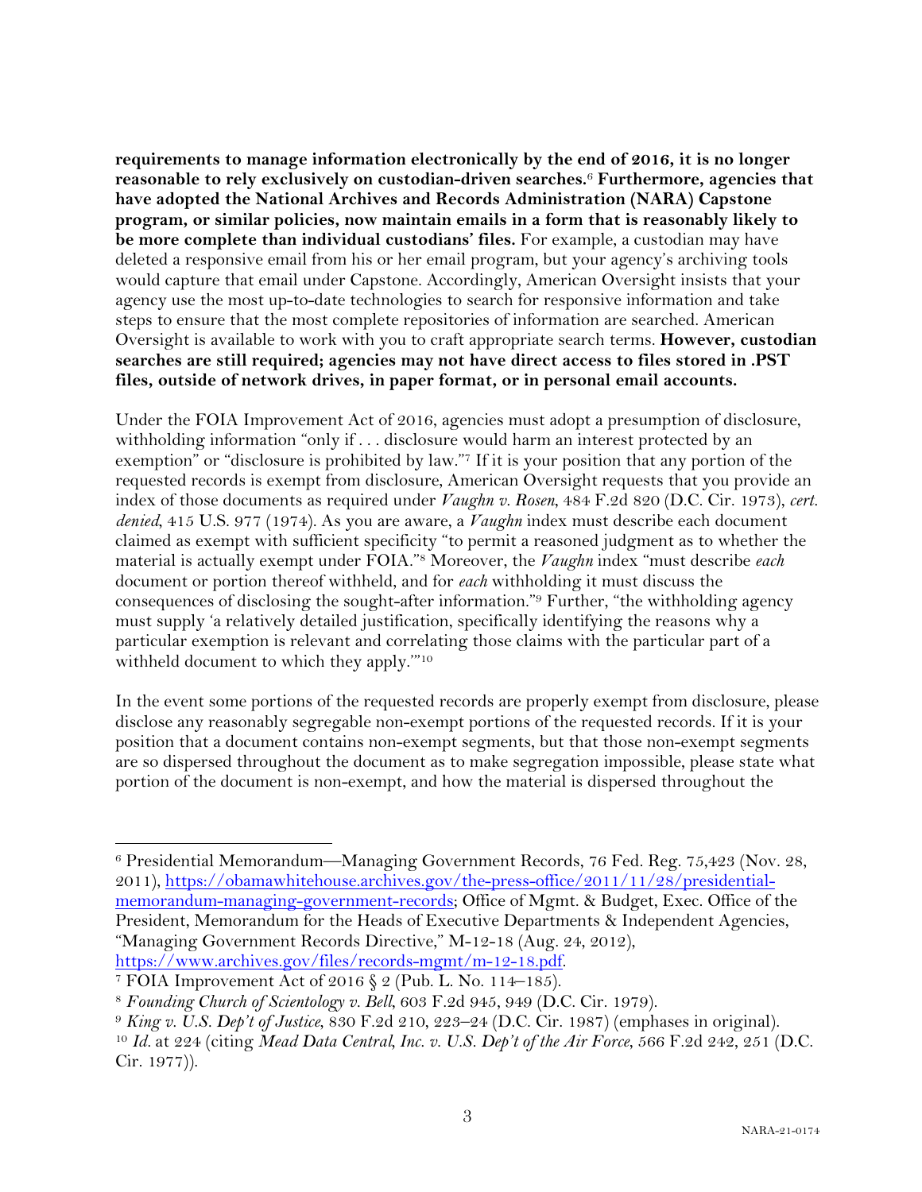**requirements to manage information electronically by the end of 2016, it is no longer reasonable to rely exclusively on custodian-driven searches.**[6] **Furthermore, agencies that have adopted the National Archives and Records Administration (NARA) Capstone program, or similar policies, now maintain emails in a form that is reasonably likely to be more complete than individual custodians' files.** For example, a custodian may have deleted a responsive email from his or her email program, but your agency's archiving tools would capture that email under Capstone. Accordingly, American Oversight insists that your agency use the most up-to-date technologies to search for responsive information and take steps to ensure that the most complete repositories of information are searched. American Oversight is available to work with you to craft appropriate search terms. **However, custodian searches are still required; agencies may not have direct access to files stored in .PST files, outside of network drives, in paper format, or in personal email accounts.**

Under the FOIA Improvement Act of 2016, agencies must adopt a presumption of disclosure, withholding information "only if . . . disclosure would harm an interest protected by an exemption" or "disclosure is prohibited by law."[7] If it is your position that any portion of the requested records is exempt from disclosure, American Oversight requests that you provide an index of those documents as required under *Vaughn v. Rosen*, 484 F.2d 820 (D.C. Cir. 1973), *cert. denied*, 415 U.S. 977 (1974). As you are aware, a *Vaughn* index must describe each document claimed as exempt with sufficient specificity "to permit a reasoned judgment as to whether the material is actually exempt under FOIA."[8] Moreover, the *Vaughn* index "must describe *each* document or portion thereof withheld, and for *each* withholding it must discuss the consequences of disclosing the sought-after information."[9] Further, "the withholding agency must supply 'a relatively detailed justification, specifically identifying the reasons why a particular exemption is relevant and correlating those claims with the particular part of a withheld document to which they apply.'"[10]

In the event some portions of the requested records are properly exempt from disclosure, please disclose any reasonably segregable non-exempt portions of the requested records. If it is your position that a document contains non-exempt segments, but that those non-exempt segments are so dispersed throughout the document as to make segregation impossible, please state what portion of the document is non-exempt, and how the material is dispersed throughout the

---

[6] Presidential Memorandum—Managing Government Records, 76 Fed. Reg. 75,423 (Nov. 28, 2011), https://obamawhitehouse.archives.gov/the-press-office/2011/11/28/presidential-memorandum-managing-government-records; Office of Mgmt. & Budget, Exec. Office of the President, Memorandum for the Heads of Executive Departments & Independent Agencies, "Managing Government Records Directive," M-12-18 (Aug. 24, 2012), https://www.archives.gov/files/records-mgmt/m-12-18.pdf.

[7] FOIA Improvement Act of 2016 § 2 (Pub. L. No. 114–185).

[8] *Founding Church of Scientology v. Bell*, 603 F.2d 945, 949 (D.C. Cir. 1979).

[9] *King v. U.S. Dep't of Justice*, 830 F.2d 210, 223–24 (D.C. Cir. 1987) (emphases in original).

[10] *Id.* at 224 (citing *Mead Data Central, Inc. v. U.S. Dep't of the Air Force*, 566 F.2d 242, 251 (D.C. Cir. 1977)).

NARA-21-0174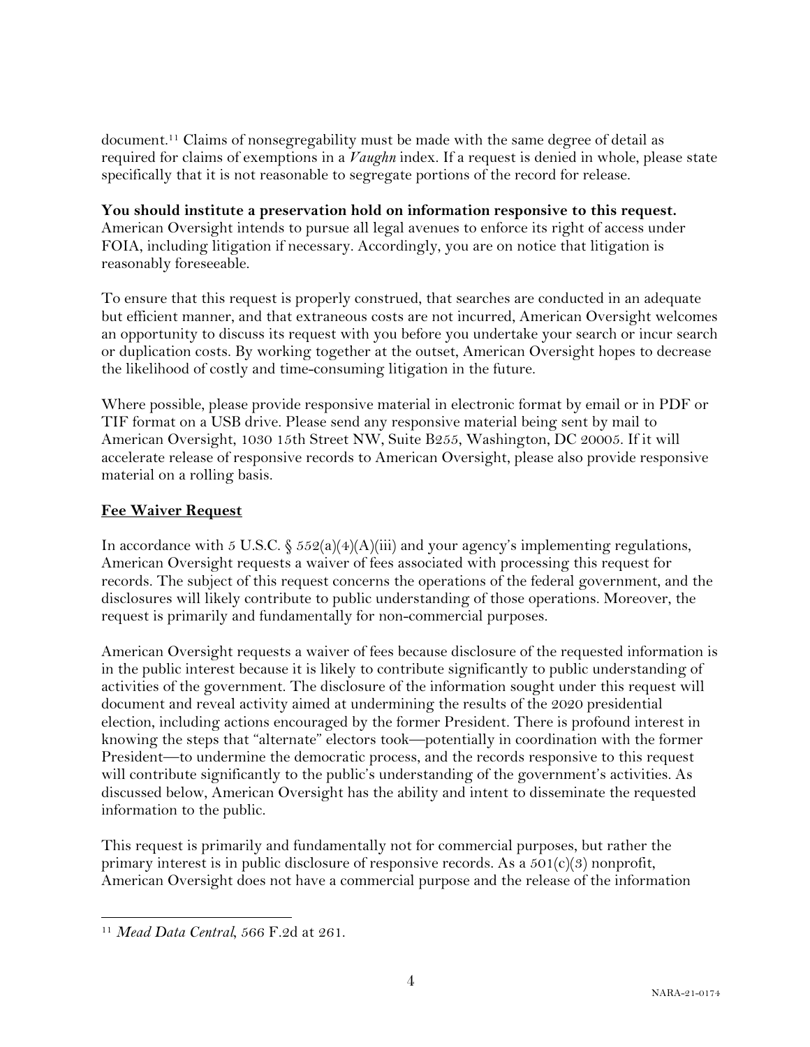document.[11] Claims of nonsegregability must be made with the same degree of detail as required for claims of exemptions in a *Vaughn* index. If a request is denied in whole, please state specifically that it is not reasonable to segregate portions of the record for release.

**You should institute a preservation hold on information responsive to this request.** American Oversight intends to pursue all legal avenues to enforce its right of access under FOIA, including litigation if necessary. Accordingly, you are on notice that litigation is reasonably foreseeable.

To ensure that this request is properly construed, that searches are conducted in an adequate but efficient manner, and that extraneous costs are not incurred, American Oversight welcomes an opportunity to discuss its request with you before you undertake your search or incur search or duplication costs. By working together at the outset, American Oversight hopes to decrease the likelihood of costly and time-consuming litigation in the future.

Where possible, please provide responsive material in electronic format by email or in PDF or TIF format on a USB drive. Please send any responsive material being sent by mail to American Oversight, 1030 15th Street NW, Suite B255, Washington, DC 20005. If it will accelerate release of responsive records to American Oversight, please also provide responsive material on a rolling basis.

## Fee Waiver Request

In accordance with 5 U.S.C. § 552(a)(4)(A)(iii) and your agency's implementing regulations, American Oversight requests a waiver of fees associated with processing this request for records. The subject of this request concerns the operations of the federal government, and the disclosures will likely contribute to public understanding of those operations. Moreover, the request is primarily and fundamentally for non-commercial purposes.

American Oversight requests a waiver of fees because disclosure of the requested information is in the public interest because it is likely to contribute significantly to public understanding of activities of the government. The disclosure of the information sought under this request will document and reveal activity aimed at undermining the results of the 2020 presidential election, including actions encouraged by the former President. There is profound interest in knowing the steps that "alternate" electors took—potentially in coordination with the former President—to undermine the democratic process, and the records responsive to this request will contribute significantly to the public's understanding of the government's activities. As discussed below, American Oversight has the ability and intent to disseminate the requested information to the public.

This request is primarily and fundamentally not for commercial purposes, but rather the primary interest is in public disclosure of responsive records. As a 501(c)(3) nonprofit, American Oversight does not have a commercial purpose and the release of the information

[11] *Mead Data Central*, 566 F.2d at 261.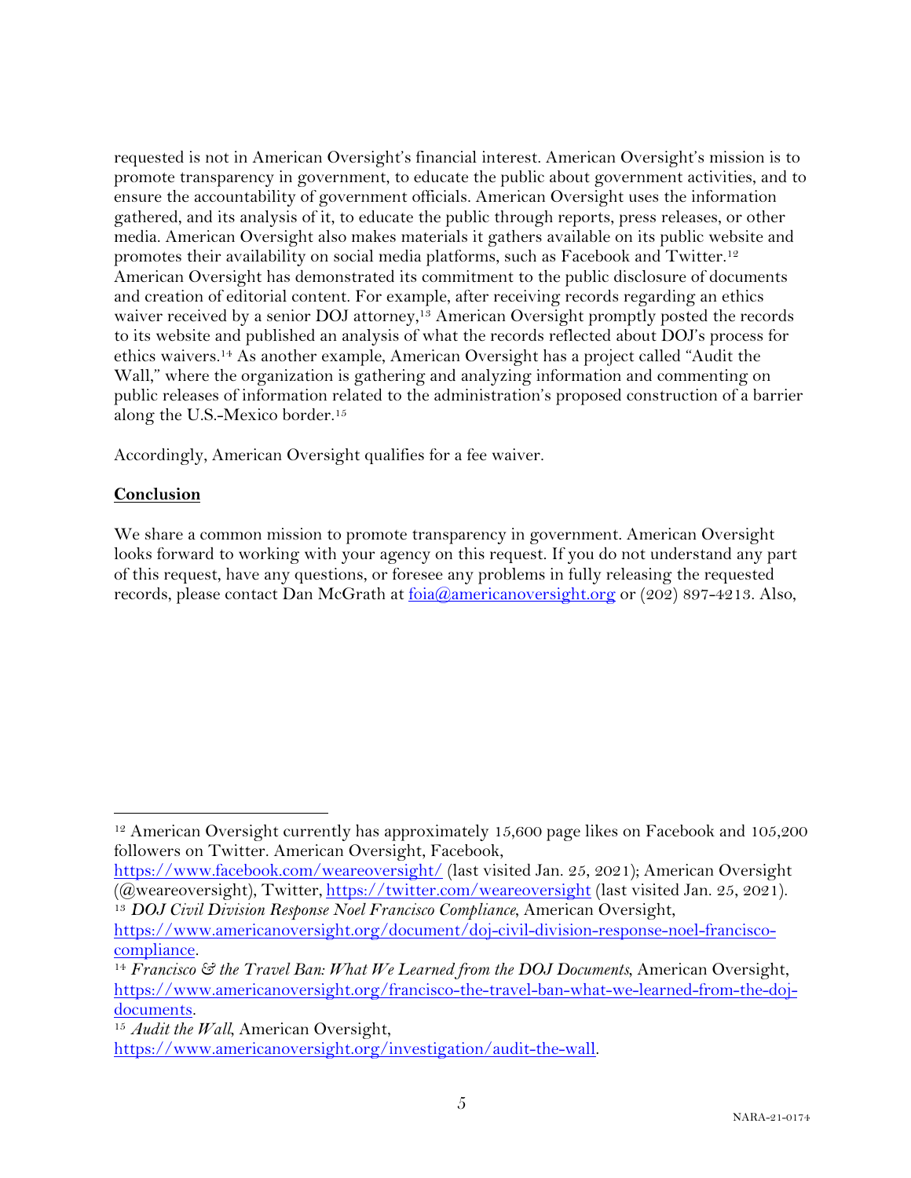requested is not in American Oversight's financial interest. American Oversight's mission is to promote transparency in government, to educate the public about government activities, and to ensure the accountability of government officials. American Oversight uses the information gathered, and its analysis of it, to educate the public through reports, press releases, or other media. American Oversight also makes materials it gathers available on its public website and promotes their availability on social media platforms, such as Facebook and Twitter.[12] American Oversight has demonstrated its commitment to the public disclosure of documents and creation of editorial content. For example, after receiving records regarding an ethics waiver received by a senior DOJ attorney,[13] American Oversight promptly posted the records to its website and published an analysis of what the records reflected about DOJ's process for ethics waivers.[14] As another example, American Oversight has a project called "Audit the Wall," where the organization is gathering and analyzing information and commenting on public releases of information related to the administration's proposed construction of a barrier along the U.S.-Mexico border.[15]

Accordingly, American Oversight qualifies for a fee waiver.

## **Conclusion**

We share a common mission to promote transparency in government. American Oversight looks forward to working with your agency on this request. If you do not understand any part of this request, have any questions, or foresee any problems in fully releasing the requested records, please contact Dan McGrath at [foia@americanoversight.org](mailto:foia@americanoversight.org) or (202) 897-4213. Also,

---

[12] American Oversight currently has approximately 15,600 page likes on Facebook and 105,200 followers on Twitter. American Oversight, Facebook, https://www.facebook.com/weareoversight/ (last visited Jan. 25, 2021); American Oversight (@weareoversight), Twitter, https://twitter.com/weareoversight (last visited Jan. 25, 2021).

[13] *DOJ Civil Division Response Noel Francisco Compliance*, American Oversight, https://www.americanoversight.org/document/doj-civil-division-response-noel-francisco-compliance.

[14] *Francisco & the Travel Ban: What We Learned from the DOJ Documents*, American Oversight, https://www.americanoversight.org/francisco-the-travel-ban-what-we-learned-from-the-doj-documents.

[15] *Audit the Wall*, American Oversight, https://www.americanoversight.org/investigation/audit-the-wall.

NARA-21-0174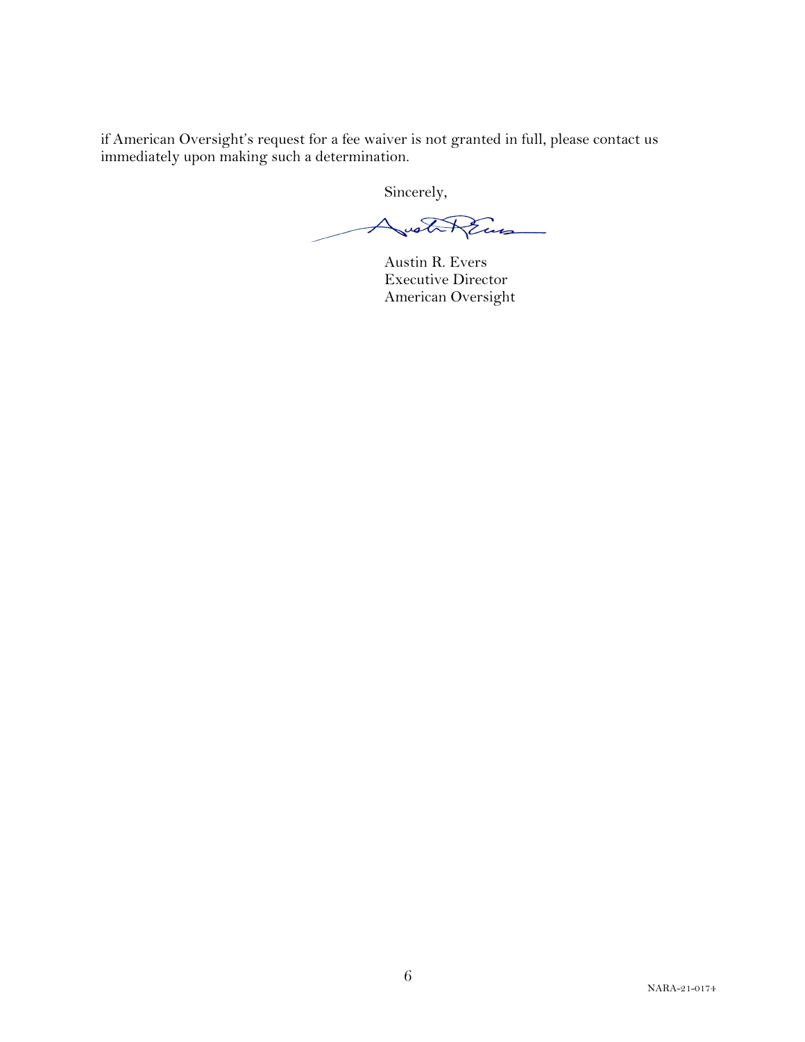if American Oversight's request for a fee waiver is not granted in full, please contact us immediately upon making such a determination.

Sincerely,

Austin R. Evers
Executive Director
American Oversight

NARA-21-0174